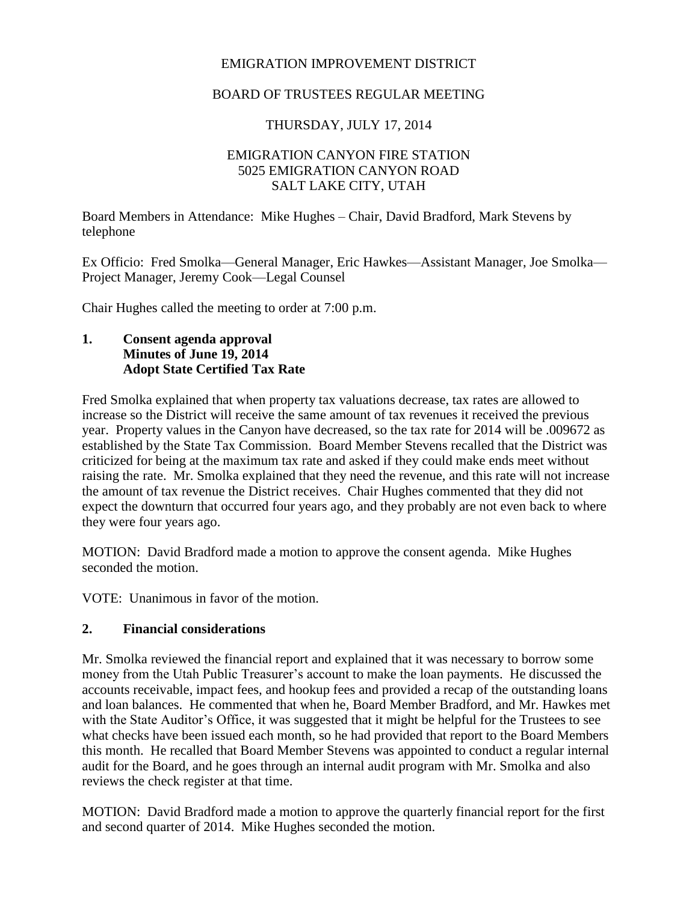EMIGRATION IMPROVEMENT DISTRICT

BOARD OF TRUSTEES REGULAR MEETING

THURSDAY, JULY 17, 2014

EMIGRATION CANYON FIRE STATION
5025 EMIGRATION CANYON ROAD
SALT LAKE CITY, UTAH

Board Members in Attendance: Mike Hughes – Chair, David Bradford, Mark Stevens by telephone

Ex Officio: Fred Smolka—General Manager, Eric Hawkes—Assistant Manager, Joe Smolka—Project Manager, Jeremy Cook—Legal Counsel

Chair Hughes called the meeting to order at 7:00 p.m.

## 1. Consent agenda approval
**Minutes of June 19, 2014**
**Adopt State Certified Tax Rate**

Fred Smolka explained that when property tax valuations decrease, tax rates are allowed to increase so the District will receive the same amount of tax revenues it received the previous year. Property values in the Canyon have decreased, so the tax rate for 2014 will be .009672 as established by the State Tax Commission. Board Member Stevens recalled that the District was criticized for being at the maximum tax rate and asked if they could make ends meet without raising the rate. Mr. Smolka explained that they need the revenue, and this rate will not increase the amount of tax revenue the District receives. Chair Hughes commented that they did not expect the downturn that occurred four years ago, and they probably are not even back to where they were four years ago.

MOTION: David Bradford made a motion to approve the consent agenda. Mike Hughes seconded the motion.

VOTE: Unanimous in favor of the motion.

## 2. Financial considerations

Mr. Smolka reviewed the financial report and explained that it was necessary to borrow some money from the Utah Public Treasurer's account to make the loan payments. He discussed the accounts receivable, impact fees, and hookup fees and provided a recap of the outstanding loans and loan balances. He commented that when he, Board Member Bradford, and Mr. Hawkes met with the State Auditor's Office, it was suggested that it might be helpful for the Trustees to see what checks have been issued each month, so he had provided that report to the Board Members this month. He recalled that Board Member Stevens was appointed to conduct a regular internal audit for the Board, and he goes through an internal audit program with Mr. Smolka and also reviews the check register at that time.

MOTION: David Bradford made a motion to approve the quarterly financial report for the first and second quarter of 2014. Mike Hughes seconded the motion.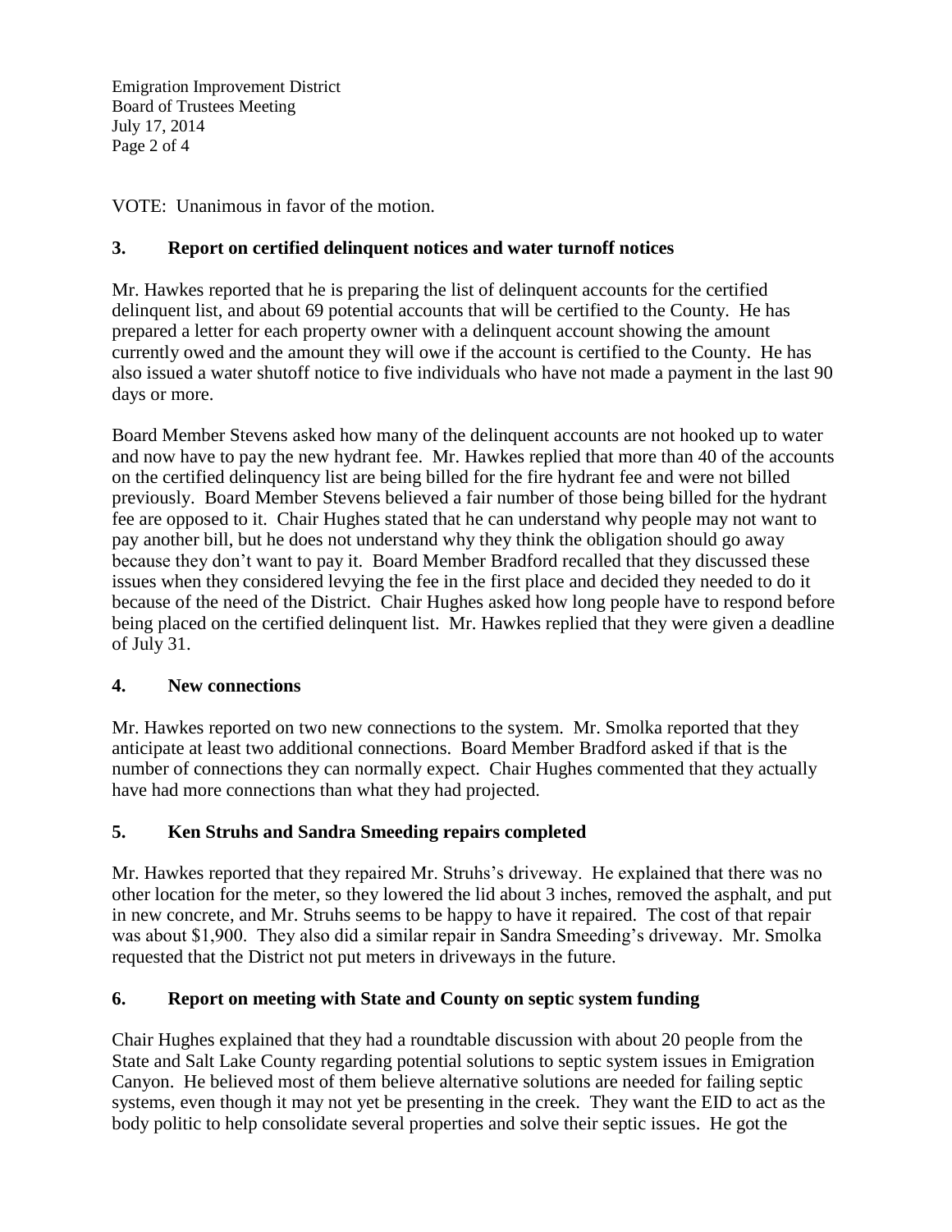VOTE: Unanimous in favor of the motion.

## 3. Report on certified delinquent notices and water turnoff notices

Mr. Hawkes reported that he is preparing the list of delinquent accounts for the certified delinquent list, and about 69 potential accounts that will be certified to the County. He has prepared a letter for each property owner with a delinquent account showing the amount currently owed and the amount they will owe if the account is certified to the County. He has also issued a water shutoff notice to five individuals who have not made a payment in the last 90 days or more.

Board Member Stevens asked how many of the delinquent accounts are not hooked up to water and now have to pay the new hydrant fee. Mr. Hawkes replied that more than 40 of the accounts on the certified delinquency list are being billed for the fire hydrant fee and were not billed previously. Board Member Stevens believed a fair number of those being billed for the hydrant fee are opposed to it. Chair Hughes stated that he can understand why people may not want to pay another bill, but he does not understand why they think the obligation should go away because they don't want to pay it. Board Member Bradford recalled that they discussed these issues when they considered levying the fee in the first place and decided they needed to do it because of the need of the District. Chair Hughes asked how long people have to respond before being placed on the certified delinquent list. Mr. Hawkes replied that they were given a deadline of July 31.

## 4. New connections

Mr. Hawkes reported on two new connections to the system. Mr. Smolka reported that they anticipate at least two additional connections. Board Member Bradford asked if that is the number of connections they can normally expect. Chair Hughes commented that they actually have had more connections than what they had projected.

## 5. Ken Struhs and Sandra Smeeding repairs completed

Mr. Hawkes reported that they repaired Mr. Struhs's driveway. He explained that there was no other location for the meter, so they lowered the lid about 3 inches, removed the asphalt, and put in new concrete, and Mr. Struhs seems to be happy to have it repaired. The cost of that repair was about $1,900. They also did a similar repair in Sandra Smeeding's driveway. Mr. Smolka requested that the District not put meters in driveways in the future.

## 6. Report on meeting with State and County on septic system funding

Chair Hughes explained that they had a roundtable discussion with about 20 people from the State and Salt Lake County regarding potential solutions to septic system issues in Emigration Canyon. He believed most of them believe alternative solutions are needed for failing septic systems, even though it may not yet be presenting in the creek. They want the EID to act as the body politic to help consolidate several properties and solve their septic issues. He got the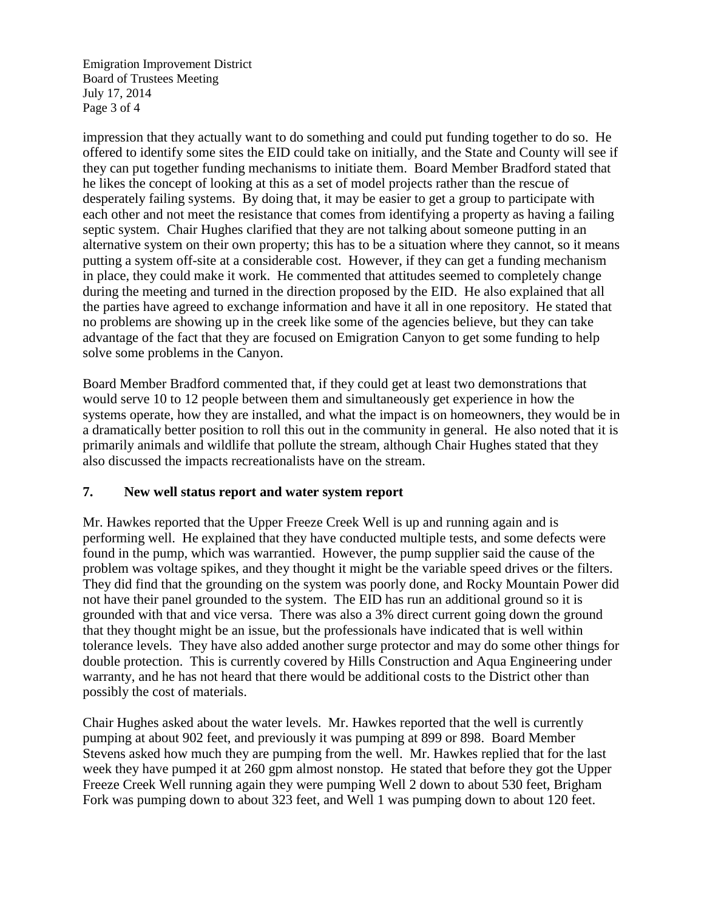impression that they actually want to do something and could put funding together to do so. He offered to identify some sites the EID could take on initially, and the State and County will see if they can put together funding mechanisms to initiate them. Board Member Bradford stated that he likes the concept of looking at this as a set of model projects rather than the rescue of desperately failing systems. By doing that, it may be easier to get a group to participate with each other and not meet the resistance that comes from identifying a property as having a failing septic system. Chair Hughes clarified that they are not talking about someone putting in an alternative system on their own property; this has to be a situation where they cannot, so it means putting a system off-site at a considerable cost. However, if they can get a funding mechanism in place, they could make it work. He commented that attitudes seemed to completely change during the meeting and turned in the direction proposed by the EID. He also explained that all the parties have agreed to exchange information and have it all in one repository. He stated that no problems are showing up in the creek like some of the agencies believe, but they can take advantage of the fact that they are focused on Emigration Canyon to get some funding to help solve some problems in the Canyon.

Board Member Bradford commented that, if they could get at least two demonstrations that would serve 10 to 12 people between them and simultaneously get experience in how the systems operate, how they are installed, and what the impact is on homeowners, they would be in a dramatically better position to roll this out in the community in general. He also noted that it is primarily animals and wildlife that pollute the stream, although Chair Hughes stated that they also discussed the impacts recreationalists have on the stream.

## 7. New well status report and water system report

Mr. Hawkes reported that the Upper Freeze Creek Well is up and running again and is performing well. He explained that they have conducted multiple tests, and some defects were found in the pump, which was warrantied. However, the pump supplier said the cause of the problem was voltage spikes, and they thought it might be the variable speed drives or the filters. They did find that the grounding on the system was poorly done, and Rocky Mountain Power did not have their panel grounded to the system. The EID has run an additional ground so it is grounded with that and vice versa. There was also a 3% direct current going down the ground that they thought might be an issue, but the professionals have indicated that is well within tolerance levels. They have also added another surge protector and may do some other things for double protection. This is currently covered by Hills Construction and Aqua Engineering under warranty, and he has not heard that there would be additional costs to the District other than possibly the cost of materials.

Chair Hughes asked about the water levels. Mr. Hawkes reported that the well is currently pumping at about 902 feet, and previously it was pumping at 899 or 898. Board Member Stevens asked how much they are pumping from the well. Mr. Hawkes replied that for the last week they have pumped it at 260 gpm almost nonstop. He stated that before they got the Upper Freeze Creek Well running again they were pumping Well 2 down to about 530 feet, Brigham Fork was pumping down to about 323 feet, and Well 1 was pumping down to about 120 feet.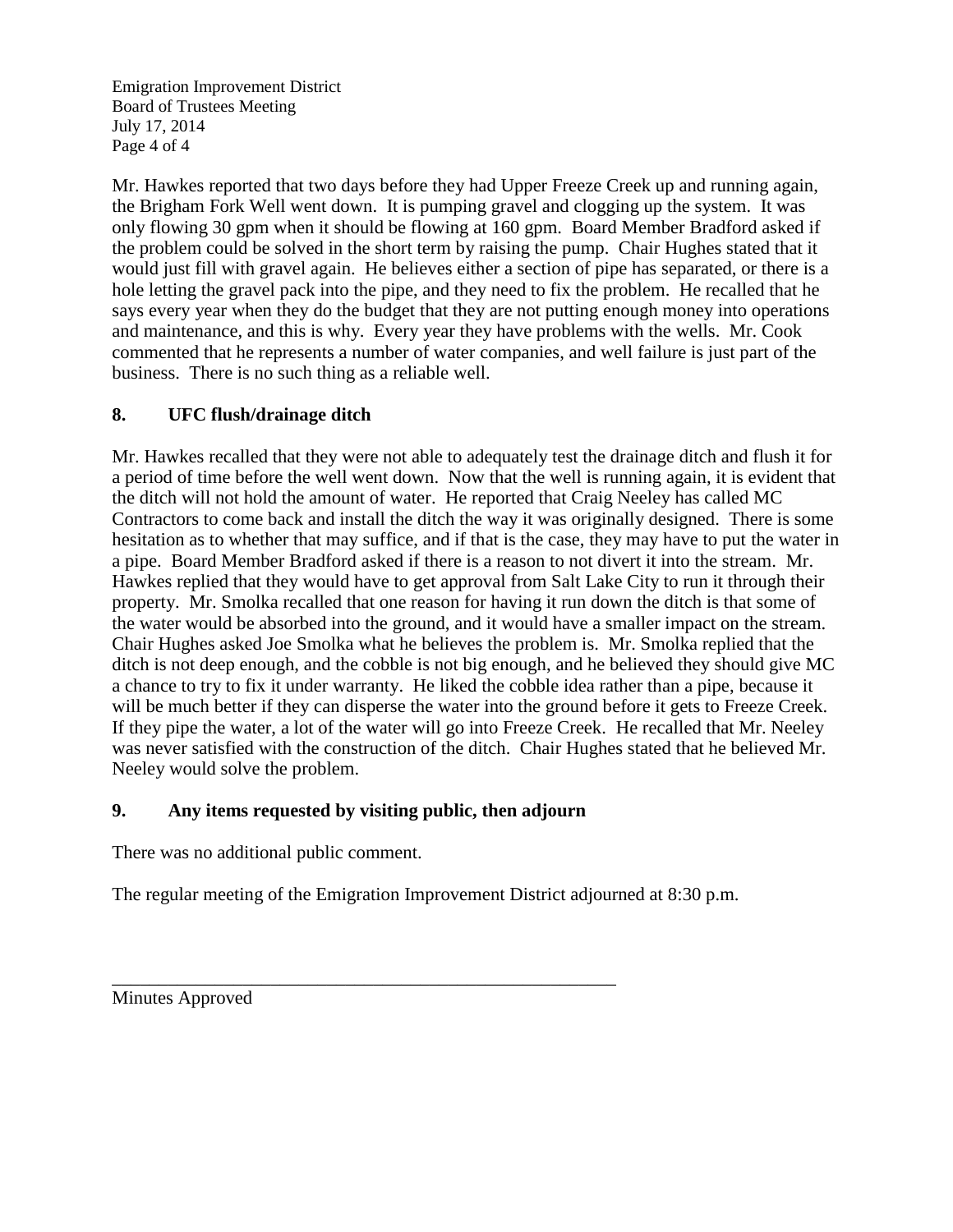Mr. Hawkes reported that two days before they had Upper Freeze Creek up and running again, the Brigham Fork Well went down. It is pumping gravel and clogging up the system. It was only flowing 30 gpm when it should be flowing at 160 gpm. Board Member Bradford asked if the problem could be solved in the short term by raising the pump. Chair Hughes stated that it would just fill with gravel again. He believes either a section of pipe has separated, or there is a hole letting the gravel pack into the pipe, and they need to fix the problem. He recalled that he says every year when they do the budget that they are not putting enough money into operations and maintenance, and this is why. Every year they have problems with the wells. Mr. Cook commented that he represents a number of water companies, and well failure is just part of the business. There is no such thing as a reliable well.

## 8. UFC flush/drainage ditch

Mr. Hawkes recalled that they were not able to adequately test the drainage ditch and flush it for a period of time before the well went down. Now that the well is running again, it is evident that the ditch will not hold the amount of water. He reported that Craig Neeley has called MC Contractors to come back and install the ditch the way it was originally designed. There is some hesitation as to whether that may suffice, and if that is the case, they may have to put the water in a pipe. Board Member Bradford asked if there is a reason to not divert it into the stream. Mr. Hawkes replied that they would have to get approval from Salt Lake City to run it through their property. Mr. Smolka recalled that one reason for having it run down the ditch is that some of the water would be absorbed into the ground, and it would have a smaller impact on the stream. Chair Hughes asked Joe Smolka what he believes the problem is. Mr. Smolka replied that the ditch is not deep enough, and the cobble is not big enough, and he believed they should give MC a chance to try to fix it under warranty. He liked the cobble idea rather than a pipe, because it will be much better if they can disperse the water into the ground before it gets to Freeze Creek. If they pipe the water, a lot of the water will go into Freeze Creek. He recalled that Mr. Neeley was never satisfied with the construction of the ditch. Chair Hughes stated that he believed Mr. Neeley would solve the problem.

## 9. Any items requested by visiting public, then adjourn

There was no additional public comment.

The regular meeting of the Emigration Improvement District adjourned at 8:30 p.m.

\_\_\_\_\_\_\_\_\_\_\_\_\_\_\_\_\_\_\_\_\_\_\_\_\_\_\_\_\_\_\_\_\_\_\_\_\_\_\_\_\_\_\_\_\_\_\_\_\_\_\_\_\_\_\_\_

Minutes Approved